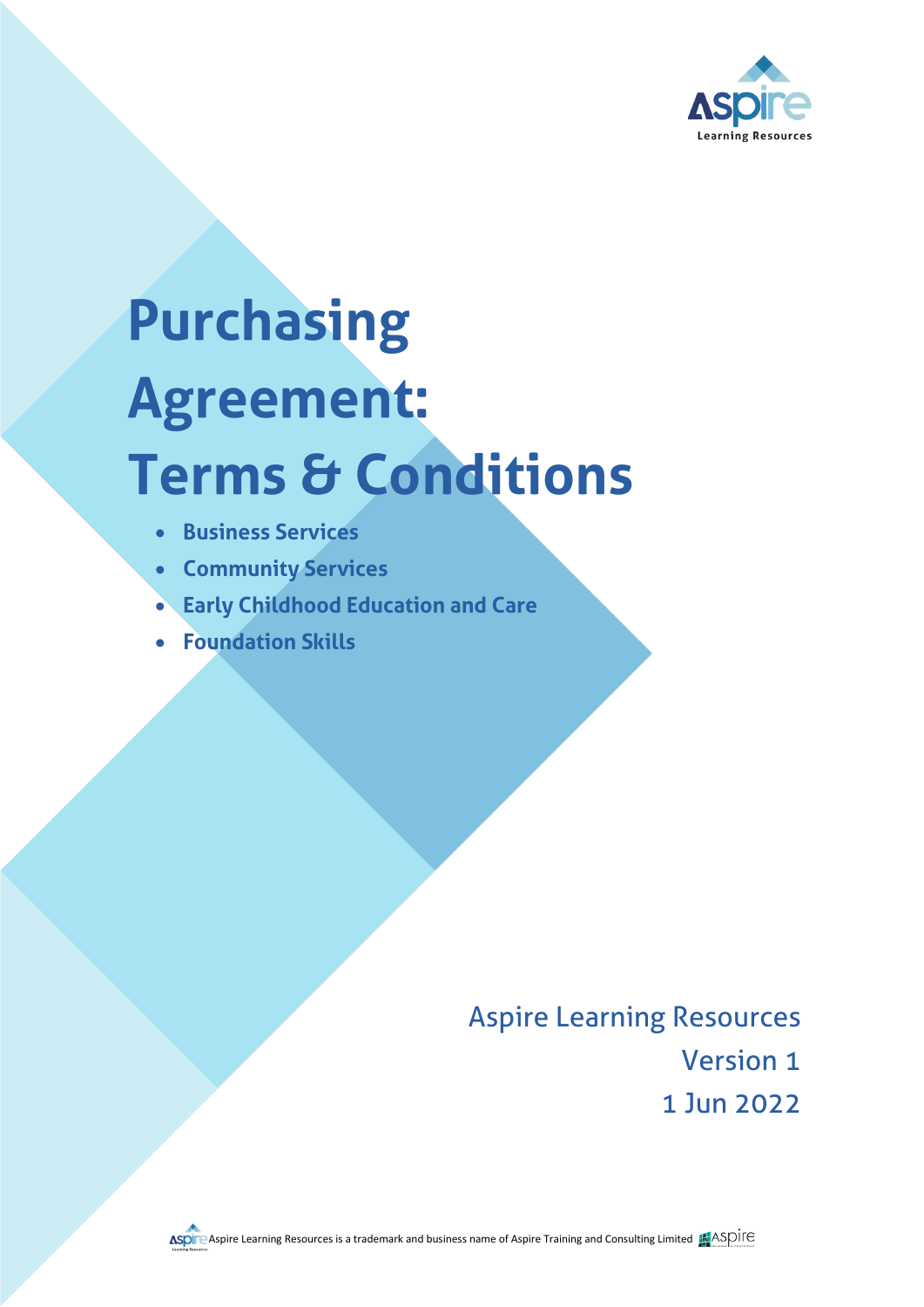# Purchasing Agreement: Terms & Conditions

- Business Services
- Community Services
- Early Childhood Education and Care
- Foundation Skills

Aspire Learning Resources
Version 1
1 Jun 2022

Aspire Learning Resources is a trademark and business name of Aspire Training and Consulting Limited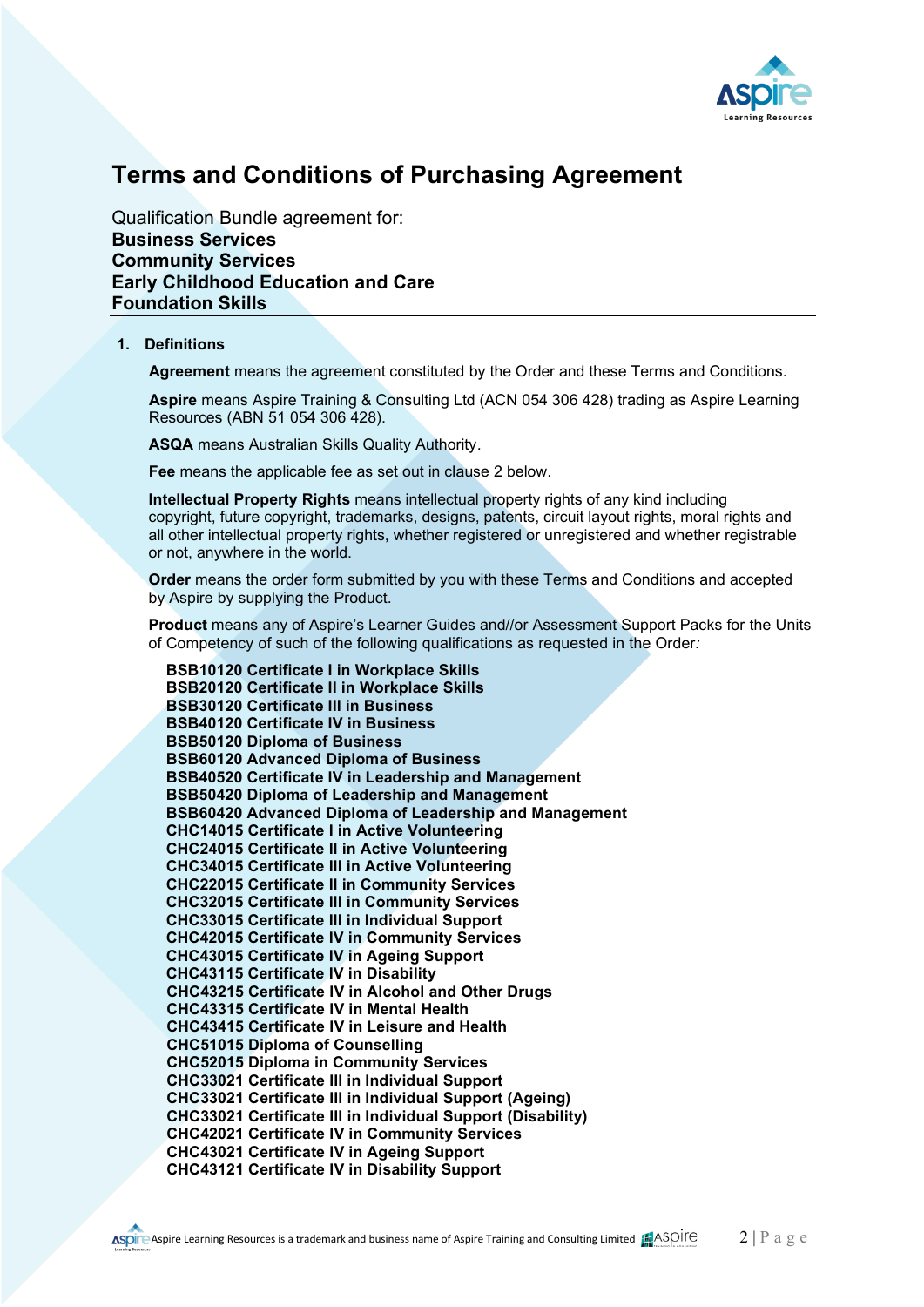# Terms and Conditions of Purchasing Agreement

Qualification Bundle agreement for:
**Business Services**
**Community Services**
**Early Childhood Education and Care**
**Foundation Skills**

## 1. Definitions

**Agreement** means the agreement constituted by the Order and these Terms and Conditions.

**Aspire** means Aspire Training & Consulting Ltd (ACN 054 306 428) trading as Aspire Learning Resources (ABN 51 054 306 428).

**ASQA** means Australian Skills Quality Authority.

**Fee** means the applicable fee as set out in clause 2 below.

**Intellectual Property Rights** means intellectual property rights of any kind including copyright, future copyright, trademarks, designs, patents, circuit layout rights, moral rights and all other intellectual property rights, whether registered or unregistered and whether registrable or not, anywhere in the world.

**Order** means the order form submitted by you with these Terms and Conditions and accepted by Aspire by supplying the Product.

**Product** means any of Aspire's Learner Guides and//or Assessment Support Packs for the Units of Competency of such of the following qualifications as requested in the Order*:*

**BSB10120 Certificate I in Workplace Skills**
**BSB20120 Certificate II in Workplace Skills**
**BSB30120 Certificate III in Business**
**BSB40120 Certificate IV in Business**
**BSB50120 Diploma of Business**
**BSB60120 Advanced Diploma of Business**
**BSB40520 Certificate IV in Leadership and Management**
**BSB50420 Diploma of Leadership and Management**
**BSB60420 Advanced Diploma of Leadership and Management**
**CHC14015 Certificate I in Active Volunteering**
**CHC24015 Certificate II in Active Volunteering**
**CHC34015 Certificate III in Active Volunteering**
**CHC22015 Certificate II in Community Services**
**CHC32015 Certificate III in Community Services**
**CHC33015 Certificate III in Individual Support**
**CHC42015 Certificate IV in Community Services**
**CHC43015 Certificate IV in Ageing Support**
**CHC43115 Certificate IV in Disability**
**CHC43215 Certificate IV in Alcohol and Other Drugs**
**CHC43315 Certificate IV in Mental Health**
**CHC43415 Certificate IV in Leisure and Health**
**CHC51015 Diploma of Counselling**
**CHC52015 Diploma in Community Services**
**CHC33021 Certificate III in Individual Support**
**CHC33021 Certificate III in Individual Support (Ageing)**
**CHC33021 Certificate III in Individual Support (Disability)**
**CHC42021 Certificate IV in Community Services**
**CHC43021 Certificate IV in Ageing Support**
**CHC43121 Certificate IV in Disability Support**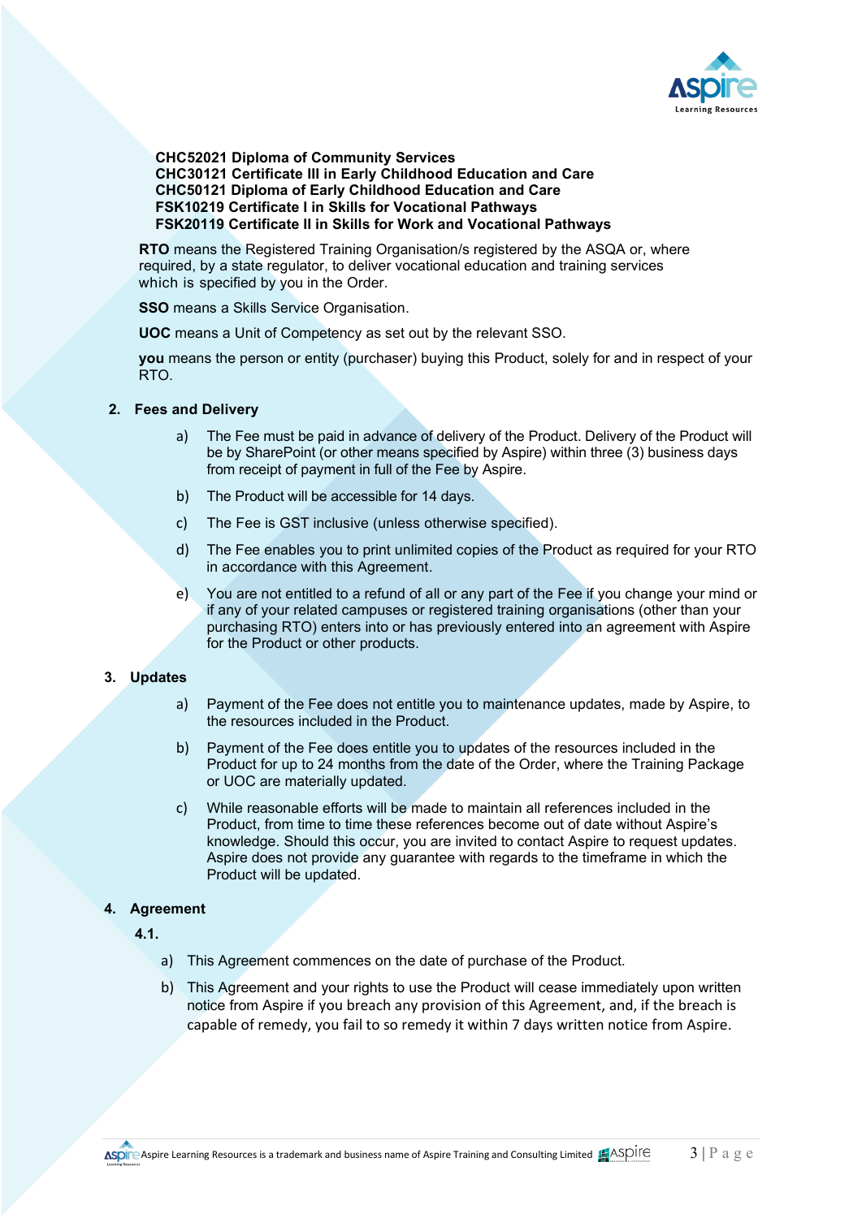**CHC52021 Diploma of Community Services**
**CHC30121 Certificate III in Early Childhood Education and Care**
**CHC50121 Diploma of Early Childhood Education and Care**
**FSK10219 Certificate I in Skills for Vocational Pathways**
**FSK20119 Certificate II in Skills for Work and Vocational Pathways**

**RTO** means the Registered Training Organisation/s registered by the ASQA or, where required, by a state regulator, to deliver vocational education and training services which is specified by you in the Order.

**SSO** means a Skills Service Organisation.

**UOC** means a Unit of Competency as set out by the relevant SSO.

**you** means the person or entity (purchaser) buying this Product, solely for and in respect of your RTO.

## 2. Fees and Delivery

a) The Fee must be paid in advance of delivery of the Product. Delivery of the Product will be by SharePoint (or other means specified by Aspire) within three (3) business days from receipt of payment in full of the Fee by Aspire.

b) The Product will be accessible for 14 days.

c) The Fee is GST inclusive (unless otherwise specified).

d) The Fee enables you to print unlimited copies of the Product as required for your RTO in accordance with this Agreement.

e) You are not entitled to a refund of all or any part of the Fee if you change your mind or if any of your related campuses or registered training organisations (other than your purchasing RTO) enters into or has previously entered into an agreement with Aspire for the Product or other products.

## 3. Updates

a) Payment of the Fee does not entitle you to maintenance updates, made by Aspire, to the resources included in the Product.

b) Payment of the Fee does entitle you to updates of the resources included in the Product for up to 24 months from the date of the Order, where the Training Package or UOC are materially updated.

c) While reasonable efforts will be made to maintain all references included in the Product, from time to time these references become out of date without Aspire's knowledge. Should this occur, you are invited to contact Aspire to request updates. Aspire does not provide any guarantee with regards to the timeframe in which the Product will be updated.

## 4. Agreement

**4.1.**

a) This Agreement commences on the date of purchase of the Product.

b) This Agreement and your rights to use the Product will cease immediately upon written notice from Aspire if you breach any provision of this Agreement, and, if the breach is capable of remedy, you fail to so remedy it within 7 days written notice from Aspire.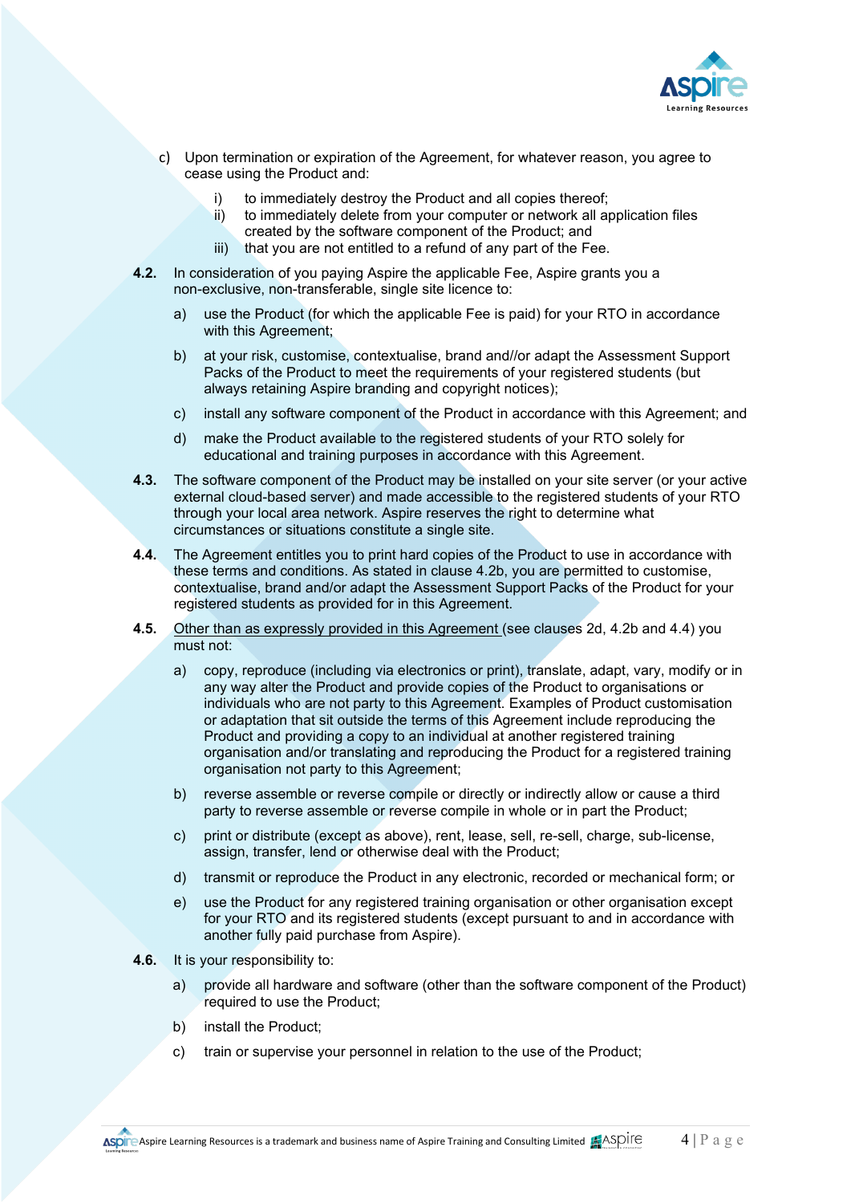c) Upon termination or expiration of the Agreement, for whatever reason, you agree to cease using the Product and:

   i) to immediately destroy the Product and all copies thereof;
   ii) to immediately delete from your computer or network all application files created by the software component of the Product; and
   iii) that you are not entitled to a refund of any part of the Fee.

**4.2.** In consideration of you paying Aspire the applicable Fee, Aspire grants you a non-exclusive, non-transferable, single site licence to:

a) use the Product (for which the applicable Fee is paid) for your RTO in accordance with this Agreement;

b) at your risk, customise, contextualise, brand and//or adapt the Assessment Support Packs of the Product to meet the requirements of your registered students (but always retaining Aspire branding and copyright notices);

c) install any software component of the Product in accordance with this Agreement; and

d) make the Product available to the registered students of your RTO solely for educational and training purposes in accordance with this Agreement.

**4.3.** The software component of the Product may be installed on your site server (or your active external cloud-based server) and made accessible to the registered students of your RTO through your local area network. Aspire reserves the right to determine what circumstances or situations constitute a single site.

**4.4.** The Agreement entitles you to print hard copies of the Product to use in accordance with these terms and conditions. As stated in clause 4.2b, you are permitted to customise, contextualise, brand and/or adapt the Assessment Support Packs of the Product for your registered students as provided for in this Agreement.

**4.5.** <u>Other than as expressly provided in this Agreement</u> (see clauses 2d, 4.2b and 4.4) you must not:

a) copy, reproduce (including via electronics or print), translate, adapt, vary, modify or in any way alter the Product and provide copies of the Product to organisations or individuals who are not party to this Agreement. Examples of Product customisation or adaptation that sit outside the terms of this Agreement include reproducing the Product and providing a copy to an individual at another registered training organisation and/or translating and reproducing the Product for a registered training organisation not party to this Agreement;

b) reverse assemble or reverse compile or directly or indirectly allow or cause a third party to reverse assemble or reverse compile in whole or in part the Product;

c) print or distribute (except as above), rent, lease, sell, re-sell, charge, sub-license, assign, transfer, lend or otherwise deal with the Product;

d) transmit or reproduce the Product in any electronic, recorded or mechanical form; or

e) use the Product for any registered training organisation or other organisation except for your RTO and its registered students (except pursuant to and in accordance with another fully paid purchase from Aspire).

**4.6.** It is your responsibility to:

a) provide all hardware and software (other than the software component of the Product) required to use the Product;

b) install the Product;

c) train or supervise your personnel in relation to the use of the Product;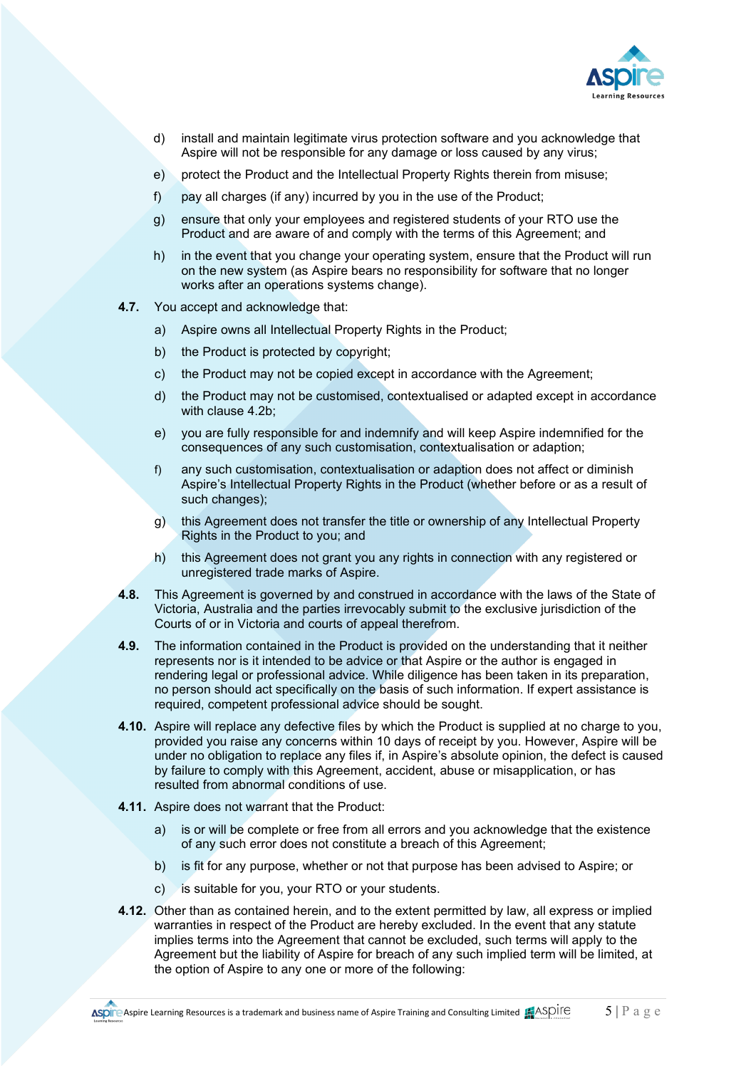d) install and maintain legitimate virus protection software and you acknowledge that Aspire will not be responsible for any damage or loss caused by any virus;

e) protect the Product and the Intellectual Property Rights therein from misuse;

f) pay all charges (if any) incurred by you in the use of the Product;

g) ensure that only your employees and registered students of your RTO use the Product and are aware of and comply with the terms of this Agreement; and

h) in the event that you change your operating system, ensure that the Product will run on the new system (as Aspire bears no responsibility for software that no longer works after an operations systems change).

**4.7.** You accept and acknowledge that:

a) Aspire owns all Intellectual Property Rights in the Product;

b) the Product is protected by copyright;

c) the Product may not be copied except in accordance with the Agreement;

d) the Product may not be customised, contextualised or adapted except in accordance with clause 4.2b;

e) you are fully responsible for and indemnify and will keep Aspire indemnified for the consequences of any such customisation, contextualisation or adaption;

f) any such customisation, contextualisation or adaption does not affect or diminish Aspire's Intellectual Property Rights in the Product (whether before or as a result of such changes);

g) this Agreement does not transfer the title or ownership of any Intellectual Property Rights in the Product to you; and

h) this Agreement does not grant you any rights in connection with any registered or unregistered trade marks of Aspire.

**4.8.** This Agreement is governed by and construed in accordance with the laws of the State of Victoria, Australia and the parties irrevocably submit to the exclusive jurisdiction of the Courts of or in Victoria and courts of appeal therefrom.

**4.9.** The information contained in the Product is provided on the understanding that it neither represents nor is it intended to be advice or that Aspire or the author is engaged in rendering legal or professional advice. While diligence has been taken in its preparation, no person should act specifically on the basis of such information. If expert assistance is required, competent professional advice should be sought.

**4.10.** Aspire will replace any defective files by which the Product is supplied at no charge to you, provided you raise any concerns within 10 days of receipt by you. However, Aspire will be under no obligation to replace any files if, in Aspire's absolute opinion, the defect is caused by failure to comply with this Agreement, accident, abuse or misapplication, or has resulted from abnormal conditions of use.

**4.11.** Aspire does not warrant that the Product:

a) is or will be complete or free from all errors and you acknowledge that the existence of any such error does not constitute a breach of this Agreement;

b) is fit for any purpose, whether or not that purpose has been advised to Aspire; or

c) is suitable for you, your RTO or your students.

**4.12.** Other than as contained herein, and to the extent permitted by law, all express or implied warranties in respect of the Product are hereby excluded. In the event that any statute implies terms into the Agreement that cannot be excluded, such terms will apply to the Agreement but the liability of Aspire for breach of any such implied term will be limited, at the option of Aspire to any one or more of the following: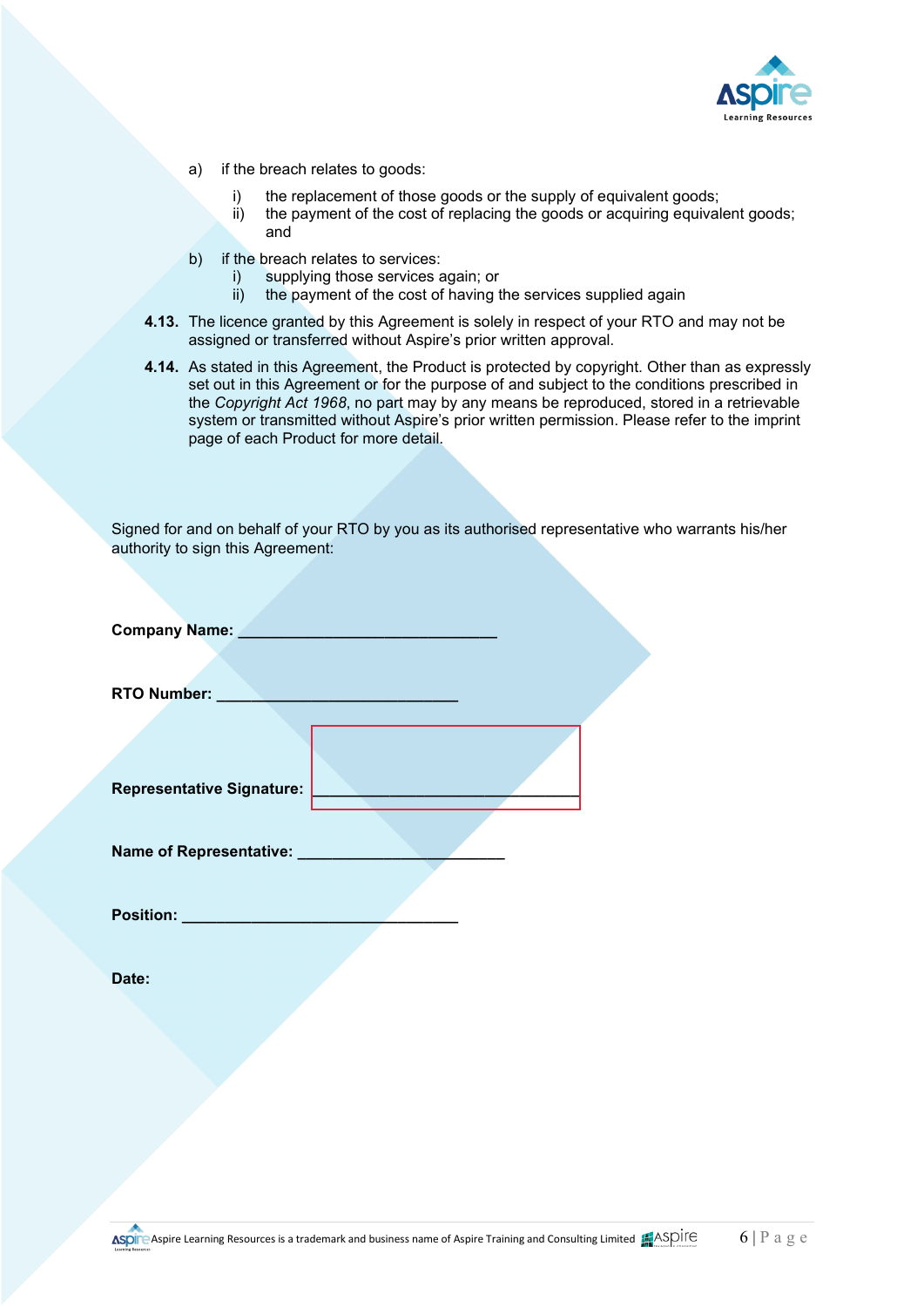a) if the breach relates to goods:

   i) the replacement of those goods or the supply of equivalent goods;
   ii) the payment of the cost of replacing the goods or acquiring equivalent goods; and

b) if the breach relates to services:
   i) supplying those services again; or
   ii) the payment of the cost of having the services supplied again

**4.13.** The licence granted by this Agreement is solely in respect of your RTO and may not be assigned or transferred without Aspire's prior written approval.

**4.14.** As stated in this Agreement, the Product is protected by copyright. Other than as expressly set out in this Agreement or for the purpose of and subject to the conditions prescribed in the *Copyright Act 1968*, no part may by any means be reproduced, stored in a retrievable system or transmitted without Aspire's prior written permission. Please refer to the imprint page of each Product for more detail.

Signed for and on behalf of your RTO by you as its authorised representative who warrants his/her authority to sign this Agreement:

**Company Name:** ______________________________

**RTO Number:** ____________________________

**Representative Signature:** _______________________________

**Name of Representative:** ________________________

**Position:** ________________________________

**Date:**